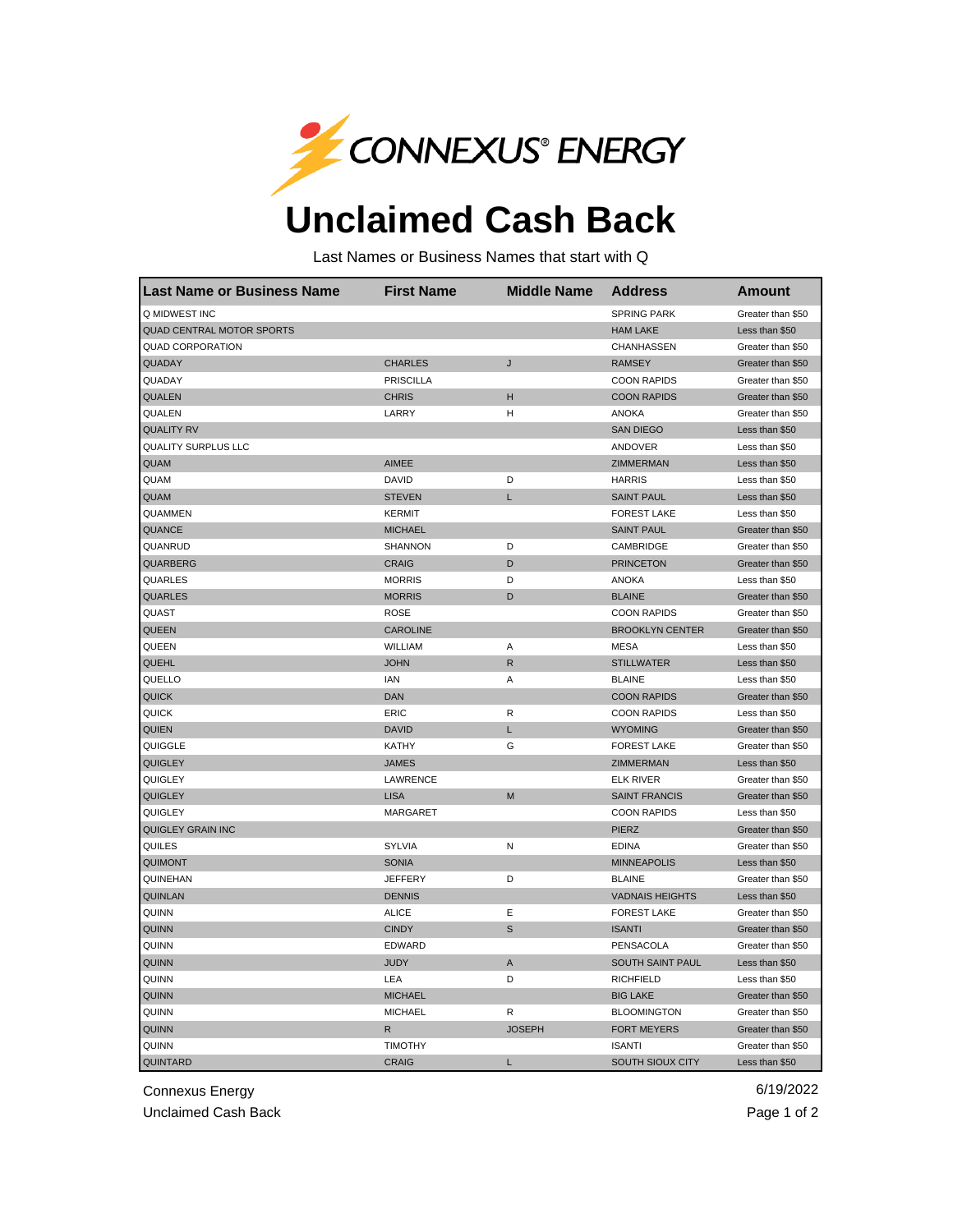CONNEXUS® ENERGY

# Unclaimed Cash Back

Last Names or Business Names that start with Q

| Last Name or Business Name | First Name | Middle Name | Address | Amount |
|---|---|---|---|---|
| Q MIDWEST INC | | | SPRING PARK | Greater than $50 |
| QUAD CENTRAL MOTOR SPORTS | | | HAM LAKE | Less than $50 |
| QUAD CORPORATION | | | CHANHASSEN | Greater than $50 |
| QUADAY | CHARLES | J | RAMSEY | Greater than $50 |
| QUADAY | PRISCILLA | | COON RAPIDS | Greater than $50 |
| QUALEN | CHRIS | H | COON RAPIDS | Greater than $50 |
| QUALEN | LARRY | H | ANOKA | Greater than $50 |
| QUALITY RV | | | SAN DIEGO | Less than $50 |
| QUALITY SURPLUS LLC | | | ANDOVER | Less than $50 |
| QUAM | AIMEE | | ZIMMERMAN | Less than $50 |
| QUAM | DAVID | D | HARRIS | Less than $50 |
| QUAM | STEVEN | L | SAINT PAUL | Less than $50 |
| QUAMMEN | KERMIT | | FOREST LAKE | Less than $50 |
| QUANCE | MICHAEL | | SAINT PAUL | Greater than $50 |
| QUANRUD | SHANNON | D | CAMBRIDGE | Greater than $50 |
| QUARBERG | CRAIG | D | PRINCETON | Greater than $50 |
| QUARLES | MORRIS | D | ANOKA | Less than $50 |
| QUARLES | MORRIS | D | BLAINE | Greater than $50 |
| QUAST | ROSE | | COON RAPIDS | Greater than $50 |
| QUEEN | CAROLINE | | BROOKLYN CENTER | Greater than $50 |
| QUEEN | WILLIAM | A | MESA | Less than $50 |
| QUEHL | JOHN | R | STILLWATER | Less than $50 |
| QUELLO | IAN | A | BLAINE | Less than $50 |
| QUICK | DAN | | COON RAPIDS | Greater than $50 |
| QUICK | ERIC | R | COON RAPIDS | Less than $50 |
| QUIEN | DAVID | L | WYOMING | Greater than $50 |
| QUIGGLE | KATHY | G | FOREST LAKE | Greater than $50 |
| QUIGLEY | JAMES | | ZIMMERMAN | Less than $50 |
| QUIGLEY | LAWRENCE | | ELK RIVER | Greater than $50 |
| QUIGLEY | LISA | M | SAINT FRANCIS | Greater than $50 |
| QUIGLEY | MARGARET | | COON RAPIDS | Less than $50 |
| QUIGLEY GRAIN INC | | | PIERZ | Greater than $50 |
| QUILES | SYLVIA | N | EDINA | Greater than $50 |
| QUIMONT | SONIA | | MINNEAPOLIS | Less than $50 |
| QUINEHAN | JEFFERY | D | BLAINE | Greater than $50 |
| QUINLAN | DENNIS | | VADNAIS HEIGHTS | Less than $50 |
| QUINN | ALICE | E | FOREST LAKE | Greater than $50 |
| QUINN | CINDY | S | ISANTI | Greater than $50 |
| QUINN | EDWARD | | PENSACOLA | Greater than $50 |
| QUINN | JUDY | A | SOUTH SAINT PAUL | Less than $50 |
| QUINN | LEA | D | RICHFIELD | Less than $50 |
| QUINN | MICHAEL | | BIG LAKE | Greater than $50 |
| QUINN | MICHAEL | R | BLOOMINGTON | Greater than $50 |
| QUINN | R | JOSEPH | FORT MEYERS | Greater than $50 |
| QUINN | TIMOTHY | | ISANTI | Greater than $50 |
| QUINTARD | CRAIG | L | SOUTH SIOUX CITY | Less than $50 |

Connexus Energy
Unclaimed Cash Back

6/19/2022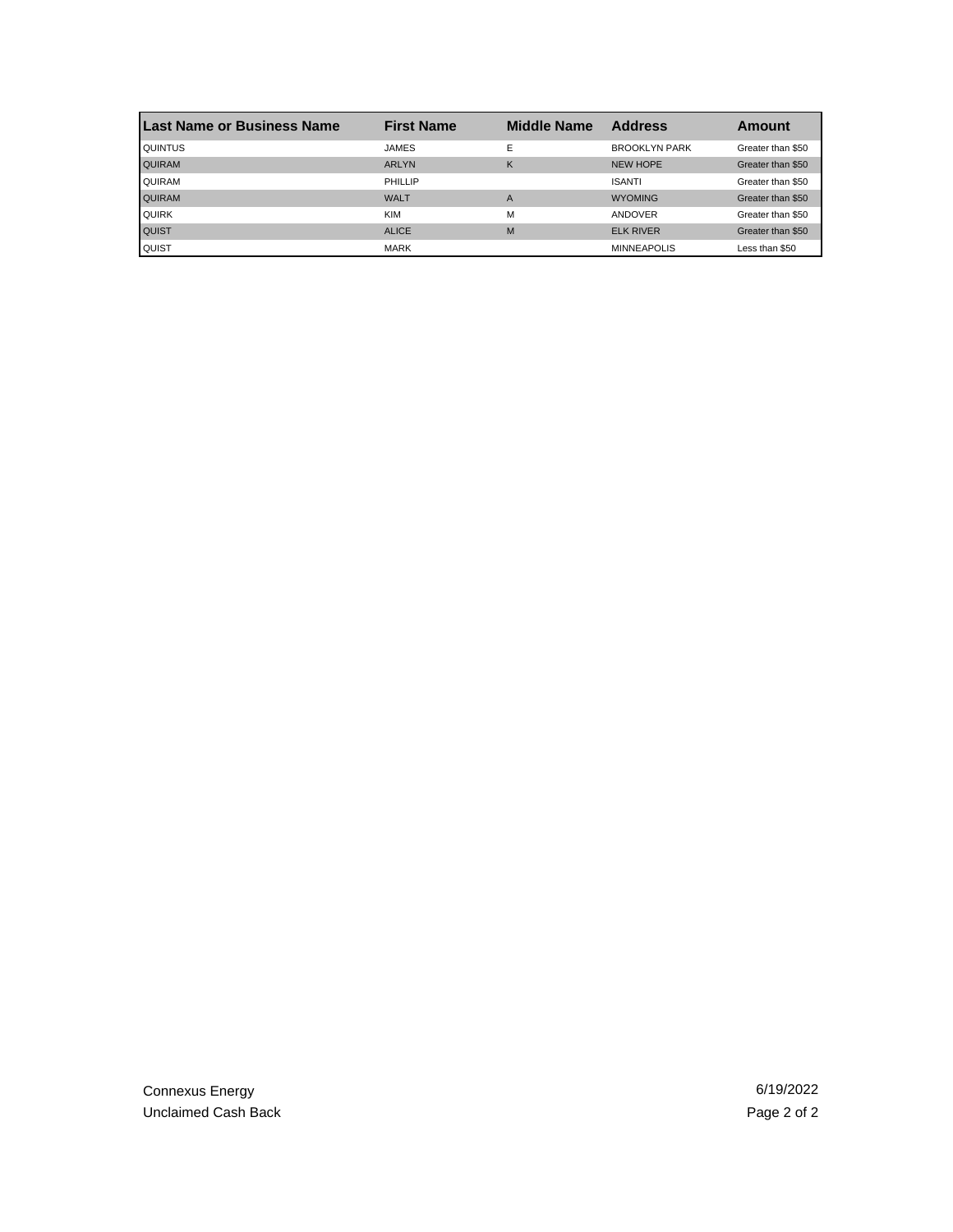| Last Name or Business Name | First Name | Middle Name | Address | Amount |
|---|---|---|---|---|
| QUINTUS | JAMES | E | BROOKLYN PARK | Greater than $50 |
| QUIRAM | ARLYN | K | NEW HOPE | Greater than $50 |
| QUIRAM | PHILLIP | | ISANTI | Greater than $50 |
| QUIRAM | WALT | A | WYOMING | Greater than $50 |
| QUIRK | KIM | M | ANDOVER | Greater than $50 |
| QUIST | ALICE | M | ELK RIVER | Greater than $50 |
| QUIST | MARK | | MINNEAPOLIS | Less than $50 |